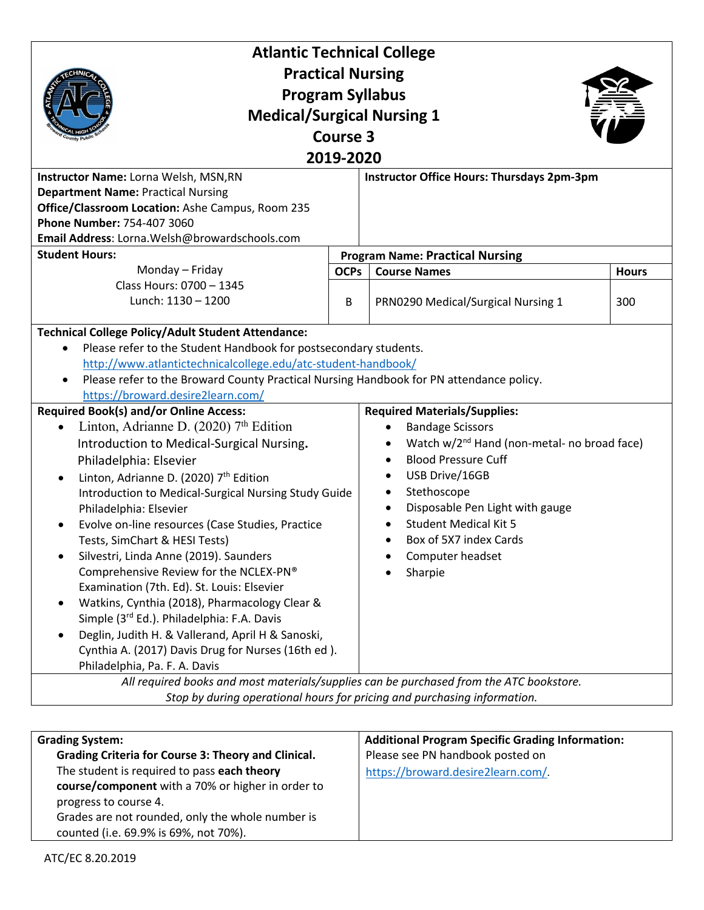# Atlantic Technical College
## Practical Nursing
## Program Syllabus
## Medical/Surgical Nursing 1
## Course 3
## 2019-2020

**Instructor Name:** Lorna Welsh, MSN,RN
**Department Name:** Practical Nursing
**Office/Classroom Location:** Ashe Campus, Room 235
**Phone Number:** 754-407 3060
**Email Address**: Lorna.Welsh@browardschools.com

**Instructor Office Hours: Thursdays 2pm-3pm**

**Student Hours:**

Monday – Friday
Class Hours: 0700 – 1345
Lunch: 1130 – 1200

**Program Name: Practical Nursing**

| OCPs | Course Names | Hours |
|---|---|---|
| B | PRN0290 Medical/Surgical Nursing 1 | 300 |

**Technical College Policy/Adult Student Attendance:**

- Please refer to the Student Handbook for postsecondary students. http://www.atlantictechnicalcollege.edu/atc-student-handbook/
- Please refer to the Broward County Practical Nursing Handbook for PN attendance policy. https://broward.desire2learn.com/

**Required Book(s) and/or Online Access:**

- Linton, Adrianne D. (2020) 7th Edition Introduction to Medical-Surgical Nursing. Philadelphia: Elsevier
- Linton, Adrianne D. (2020) 7th Edition Introduction to Medical-Surgical Nursing Study Guide Philadelphia: Elsevier
- Evolve on-line resources (Case Studies, Practice Tests, SimChart & HESI Tests)
- Silvestri, Linda Anne (2019). Saunders Comprehensive Review for the NCLEX-PN® Examination (7th. Ed). St. Louis: Elsevier
- Watkins, Cynthia (2018), Pharmacology Clear & Simple (3rd Ed.). Philadelphia: F.A. Davis
- Deglin, Judith H. & Vallerand, April H & Sanoski, Cynthia A. (2017) Davis Drug for Nurses (16th ed ). Philadelphia, Pa. F. A. Davis

**Required Materials/Supplies:**

- Bandage Scissors
- Watch w/2nd Hand (non-metal- no broad face)
- Blood Pressure Cuff
- USB Drive/16GB
- Stethoscope
- Disposable Pen Light with gauge
- Student Medical Kit 5
- Box of 5X7 index Cards
- Computer headset
- Sharpie

*All required books and most materials/supplies can be purchased from the ATC bookstore.*
*Stop by during operational hours for pricing and purchasing information.*

**Grading System:**

**Grading Criteria for Course 3: Theory and Clinical.**
The student is required to pass **each theory course/component** with a 70% or higher in order to progress to course 4.
Grades are not rounded, only the whole number is counted (i.e. 69.9% is 69%, not 70%).

**Additional Program Specific Grading Information:**
Please see PN handbook posted on https://broward.desire2learn.com/.

ATC/EC 8.20.2019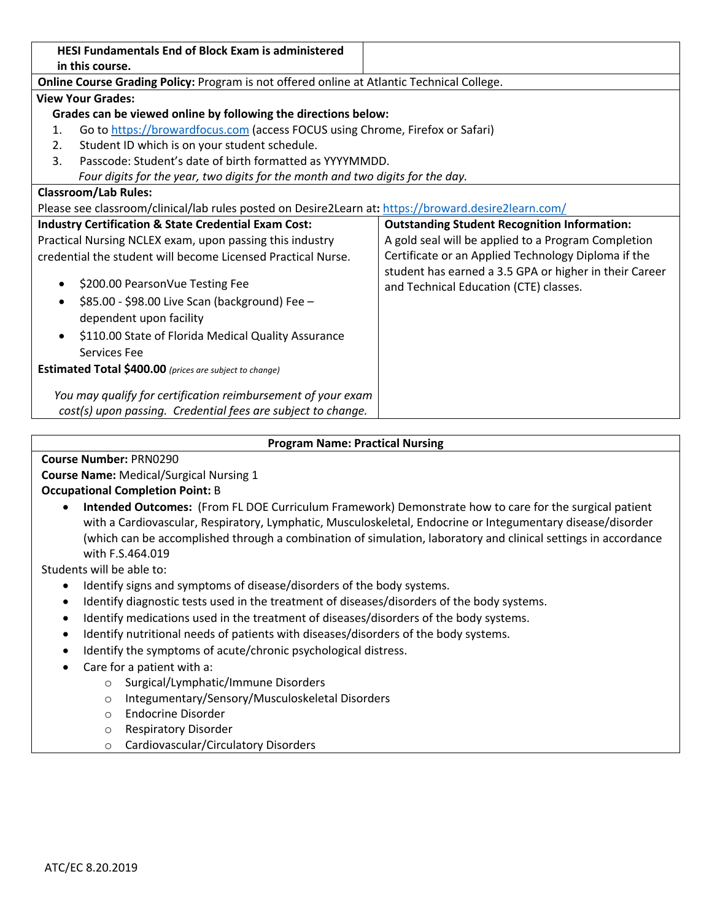**HESI Fundamentals End of Block Exam is administered in this course.**

**Online Course Grading Policy:** Program is not offered online at Atlantic Technical College.

**View Your Grades:**

**Grades can be viewed online by following the directions below:**

1. Go to https://browardfocus.com (access FOCUS using Chrome, Firefox or Safari)
2. Student ID which is on your student schedule.
3. Passcode: Student's date of birth formatted as YYYYMMDD.
   *Four digits for the year, two digits for the month and two digits for the day.*

**Classroom/Lab Rules:**

Please see classroom/clinical/lab rules posted on Desire2Learn at**:** https://broward.desire2learn.com/

**Industry Certification & State Credential Exam Cost:**

Practical Nursing NCLEX exam, upon passing this industry credential the student will become Licensed Practical Nurse.

- $200.00 PearsonVue Testing Fee
- $85.00 - $98.00 Live Scan (background) Fee – dependent upon facility
- $110.00 State of Florida Medical Quality Assurance Services Fee

**Estimated Total $400.00** *(prices are subject to change)*

*You may qualify for certification reimbursement of your exam cost(s) upon passing. Credential fees are subject to change.*

**Outstanding Student Recognition Information:**

A gold seal will be applied to a Program Completion Certificate or an Applied Technology Diploma if the student has earned a 3.5 GPA or higher in their Career and Technical Education (CTE) classes.

**Program Name: Practical Nursing**

**Course Number:** PRN0290

**Course Name:** Medical/Surgical Nursing 1

**Occupational Completion Point:** B

- **Intended Outcomes:** (From FL DOE Curriculum Framework) Demonstrate how to care for the surgical patient with a Cardiovascular, Respiratory, Lymphatic, Musculoskeletal, Endocrine or Integumentary disease/disorder (which can be accomplished through a combination of simulation, laboratory and clinical settings in accordance with F.S.464.019

Students will be able to:

- Identify signs and symptoms of disease/disorders of the body systems.
- Identify diagnostic tests used in the treatment of diseases/disorders of the body systems.
- Identify medications used in the treatment of diseases/disorders of the body systems.
- Identify nutritional needs of patients with diseases/disorders of the body systems.
- Identify the symptoms of acute/chronic psychological distress.
- Care for a patient with a:
  - Surgical/Lymphatic/Immune Disorders
  - Integumentary/Sensory/Musculoskeletal Disorders
  - Endocrine Disorder
  - Respiratory Disorder
  - Cardiovascular/Circulatory Disorders